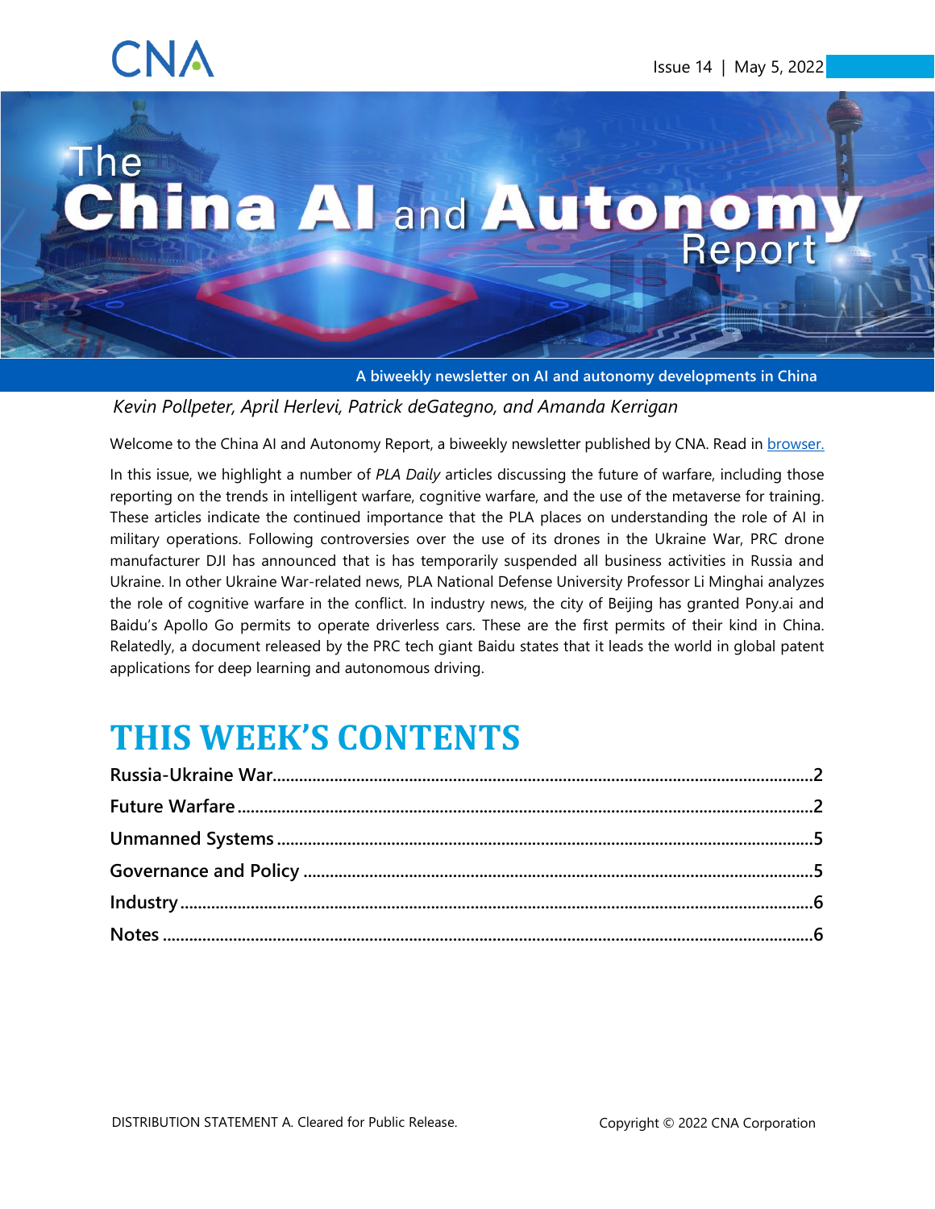CNA

Issue 14 | May 5, 2022

# The China AI and Autonomy Report

A biweekly newsletter on AI and autonomy developments in China

*Kevin Pollpeter, April Herlevi, Patrick deGategno, and Amanda Kerrigan*

Welcome to the China AI and Autonomy Report, a biweekly newsletter published by CNA. Read in [browser.](#)

In this issue, we highlight a number of *PLA Daily* articles discussing the future of warfare, including those reporting on the trends in intelligent warfare, cognitive warfare, and the use of the metaverse for training. These articles indicate the continued importance that the PLA places on understanding the role of AI in military operations. Following controversies over the use of its drones in the Ukraine War, PRC drone manufacturer DJI has announced that is has temporarily suspended all business activities in Russia and Ukraine. In other Ukraine War-related news, PLA National Defense University Professor Li Minghai analyzes the role of cognitive warfare in the conflict. In industry news, the city of Beijing has granted Pony.ai and Baidu's Apollo Go permits to operate driverless cars. These are the first permits of their kind in China. Relatedly, a document released by the PRC tech giant Baidu states that it leads the world in global patent applications for deep learning and autonomous driving.

## THIS WEEK'S CONTENTS

**Russia-Ukraine War**........................................2
**Future Warfare**........................................2
**Unmanned Systems**........................................5
**Governance and Policy**........................................5
**Industry**........................................6
**Notes**........................................6

DISTRIBUTION STATEMENT A. Cleared for Public Release.

Copyright © 2022 CNA Corporation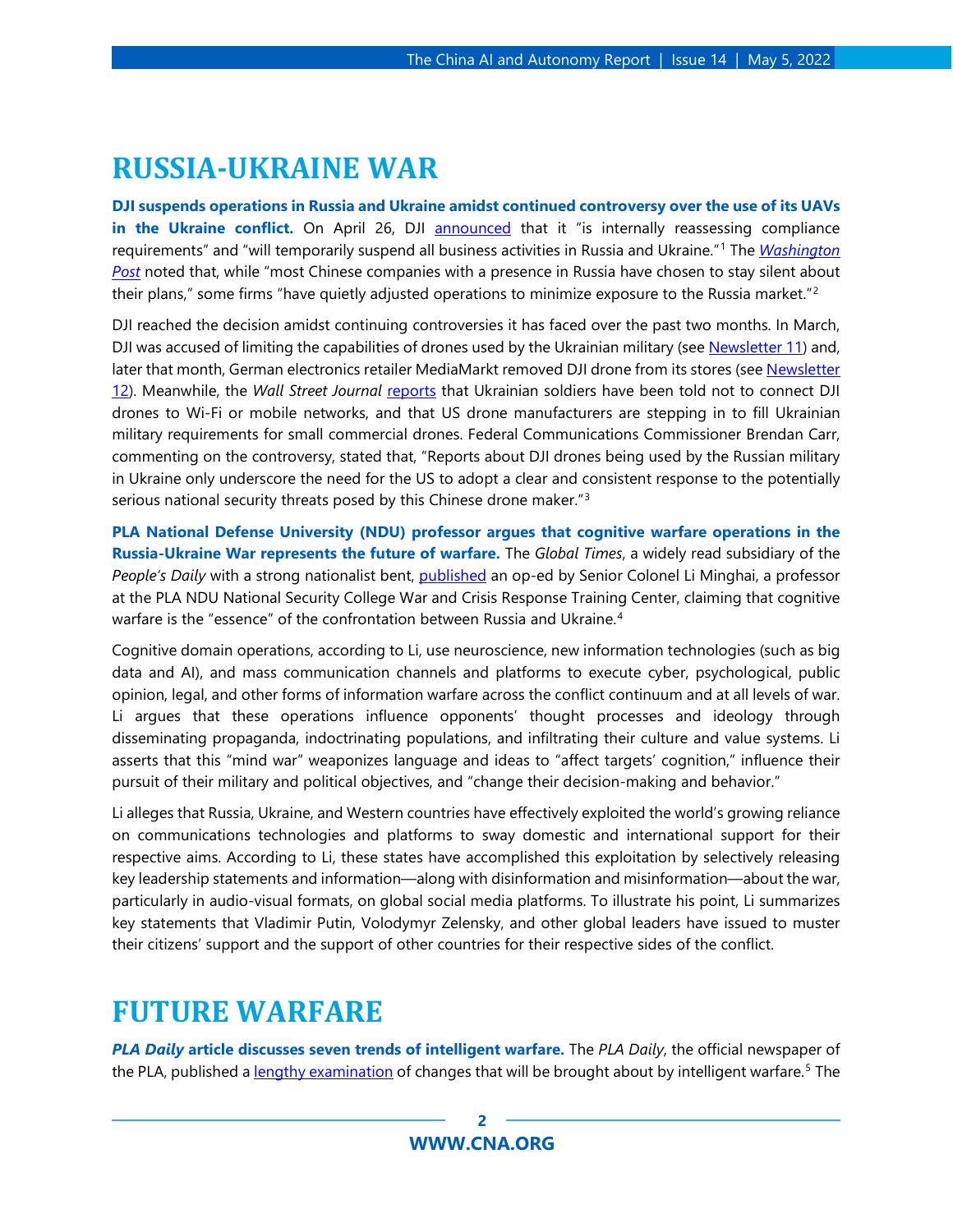# RUSSIA-UKRAINE WAR

**DJI suspends operations in Russia and Ukraine amidst continued controversy over the use of its UAVs in the Ukraine conflict.** On April 26, DJI announced that it "is internally reassessing compliance requirements" and "will temporarily suspend all business activities in Russia and Ukraine."[1] The *Washington Post* noted that, while "most Chinese companies with a presence in Russia have chosen to stay silent about their plans," some firms "have quietly adjusted operations to minimize exposure to the Russia market."[2]

DJI reached the decision amidst continuing controversies it has faced over the past two months. In March, DJI was accused of limiting the capabilities of drones used by the Ukrainian military (see Newsletter 11) and, later that month, German electronics retailer MediaMarkt removed DJI drone from its stores (see Newsletter 12). Meanwhile, the *Wall Street Journal* reports that Ukrainian soldiers have been told not to connect DJI drones to Wi-Fi or mobile networks, and that US drone manufacturers are stepping in to fill Ukrainian military requirements for small commercial drones. Federal Communications Commissioner Brendan Carr, commenting on the controversy, stated that, "Reports about DJI drones being used by the Russian military in Ukraine only underscore the need for the US to adopt a clear and consistent response to the potentially serious national security threats posed by this Chinese drone maker."[3]

**PLA National Defense University (NDU) professor argues that cognitive warfare operations in the Russia-Ukraine War represents the future of warfare.** The *Global Times*, a widely read subsidiary of the *People's Daily* with a strong nationalist bent, published an op-ed by Senior Colonel Li Minghai, a professor at the PLA NDU National Security College War and Crisis Response Training Center, claiming that cognitive warfare is the "essence" of the confrontation between Russia and Ukraine.[4]

Cognitive domain operations, according to Li, use neuroscience, new information technologies (such as big data and AI), and mass communication channels and platforms to execute cyber, psychological, public opinion, legal, and other forms of information warfare across the conflict continuum and at all levels of war. Li argues that these operations influence opponents' thought processes and ideology through disseminating propaganda, indoctrinating populations, and infiltrating their culture and value systems. Li asserts that this "mind war" weaponizes language and ideas to "affect targets' cognition," influence their pursuit of their military and political objectives, and "change their decision-making and behavior."

Li alleges that Russia, Ukraine, and Western countries have effectively exploited the world's growing reliance on communications technologies and platforms to sway domestic and international support for their respective aims. According to Li, these states have accomplished this exploitation by selectively releasing key leadership statements and information—along with disinformation and misinformation—about the war, particularly in audio-visual formats, on global social media platforms. To illustrate his point, Li summarizes key statements that Vladimir Putin, Volodymyr Zelensky, and other global leaders have issued to muster their citizens' support and the support of other countries for their respective sides of the conflict.

# FUTURE WARFARE

***PLA Daily* article discusses seven trends of intelligent warfare.** The *PLA Daily*, the official newspaper of the PLA, published a lengthy examination of changes that will be brought about by intelligent warfare.[5] The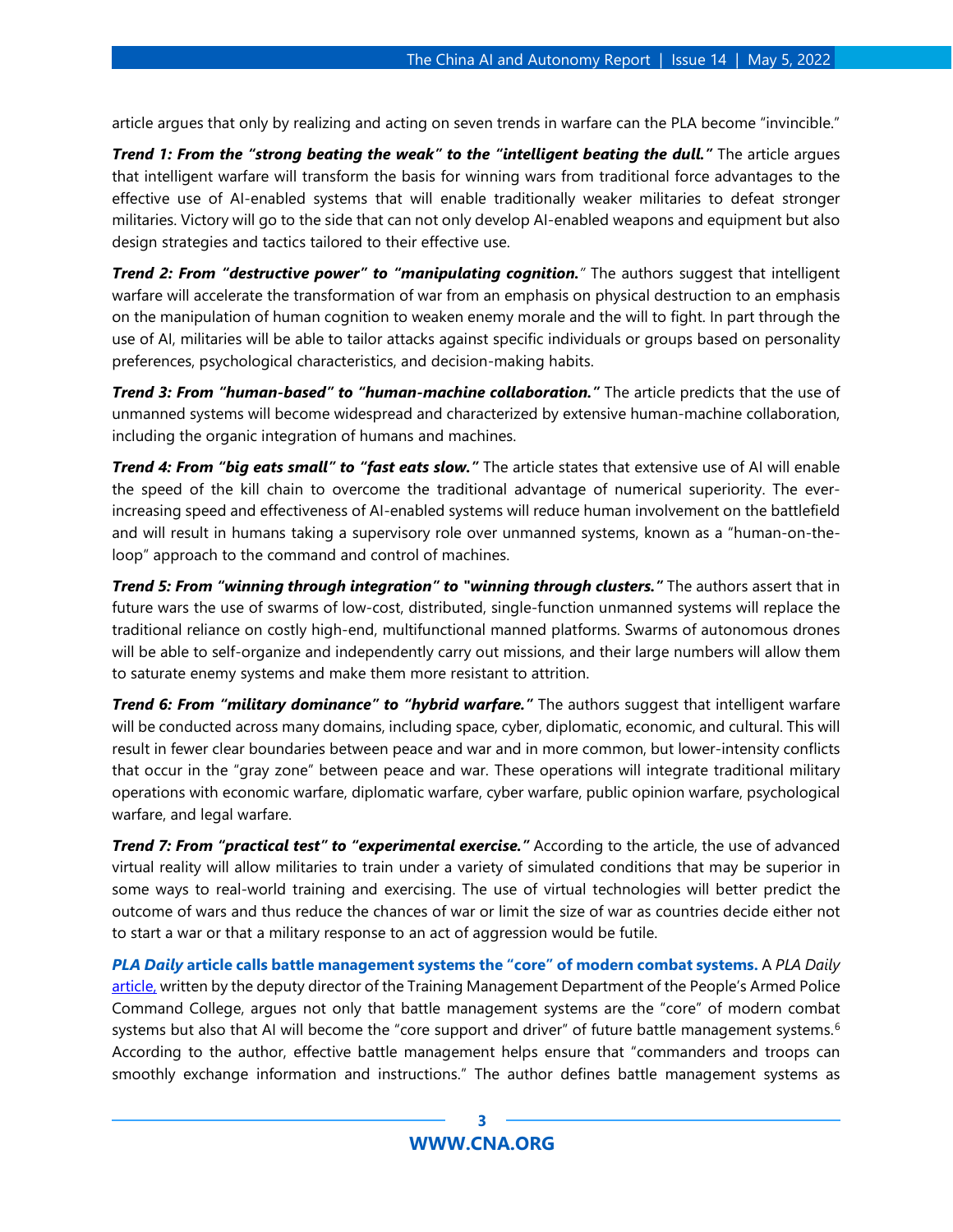article argues that only by realizing and acting on seven trends in warfare can the PLA become "invincible."

***Trend 1: From the "strong beating the weak" to the "intelligent beating the dull."*** The article argues that intelligent warfare will transform the basis for winning wars from traditional force advantages to the effective use of AI-enabled systems that will enable traditionally weaker militaries to defeat stronger militaries. Victory will go to the side that can not only develop AI-enabled weapons and equipment but also design strategies and tactics tailored to their effective use.

***Trend 2: From "destructive power" to "manipulating cognition."*** The authors suggest that intelligent warfare will accelerate the transformation of war from an emphasis on physical destruction to an emphasis on the manipulation of human cognition to weaken enemy morale and the will to fight. In part through the use of AI, militaries will be able to tailor attacks against specific individuals or groups based on personality preferences, psychological characteristics, and decision-making habits.

***Trend 3: From "human-based" to "human-machine collaboration."*** The article predicts that the use of unmanned systems will become widespread and characterized by extensive human-machine collaboration, including the organic integration of humans and machines.

***Trend 4: From "big eats small" to "fast eats slow."*** The article states that extensive use of AI will enable the speed of the kill chain to overcome the traditional advantage of numerical superiority. The ever-increasing speed and effectiveness of AI-enabled systems will reduce human involvement on the battlefield and will result in humans taking a supervisory role over unmanned systems, known as a "human-on-the-loop" approach to the command and control of machines.

***Trend 5: From "winning through integration" to "winning through clusters."*** The authors assert that in future wars the use of swarms of low-cost, distributed, single-function unmanned systems will replace the traditional reliance on costly high-end, multifunctional manned platforms. Swarms of autonomous drones will be able to self-organize and independently carry out missions, and their large numbers will allow them to saturate enemy systems and make them more resistant to attrition.

***Trend 6: From "military dominance" to "hybrid warfare."*** The authors suggest that intelligent warfare will be conducted across many domains, including space, cyber, diplomatic, economic, and cultural. This will result in fewer clear boundaries between peace and war and in more common, but lower-intensity conflicts that occur in the "gray zone" between peace and war. These operations will integrate traditional military operations with economic warfare, diplomatic warfare, cyber warfare, public opinion warfare, psychological warfare, and legal warfare.

***Trend 7: From "practical test" to "experimental exercise."*** According to the article, the use of advanced virtual reality will allow militaries to train under a variety of simulated conditions that may be superior in some ways to real-world training and exercising. The use of virtual technologies will better predict the outcome of wars and thus reduce the chances of war or limit the size of war as countries decide either not to start a war or that a military response to an act of aggression would be futile.

***PLA Daily* article calls battle management systems the "core" of modern combat systems.** A *PLA Daily* article, written by the deputy director of the Training Management Department of the People's Armed Police Command College, argues not only that battle management systems are the "core" of modern combat systems but also that AI will become the "core support and driver" of future battle management systems.[6] According to the author, effective battle management helps ensure that "commanders and troops can smoothly exchange information and instructions." The author defines battle management systems as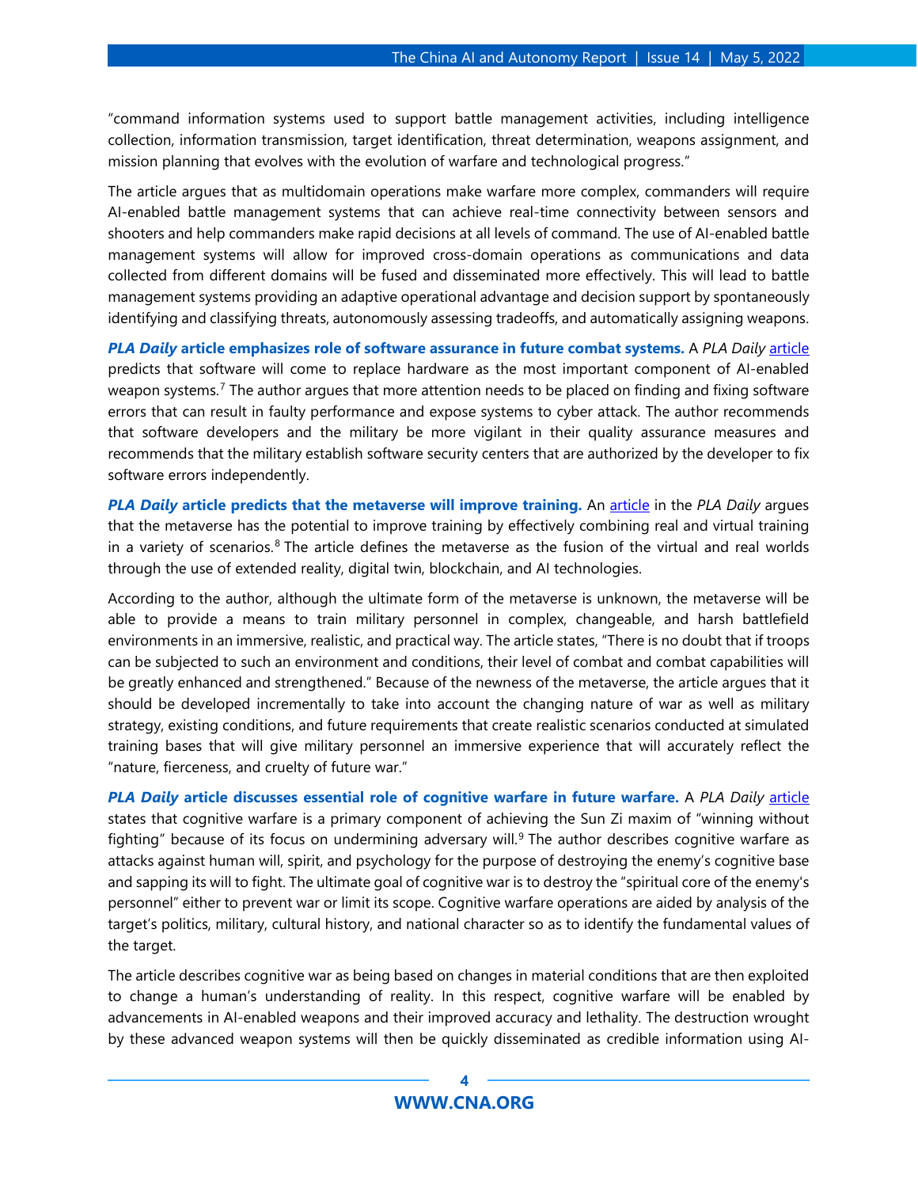"command information systems used to support battle management activities, including intelligence collection, information transmission, target identification, threat determination, weapons assignment, and mission planning that evolves with the evolution of warfare and technological progress."

The article argues that as multidomain operations make warfare more complex, commanders will require AI-enabled battle management systems that can achieve real-time connectivity between sensors and shooters and help commanders make rapid decisions at all levels of command. The use of AI-enabled battle management systems will allow for improved cross-domain operations as communications and data collected from different domains will be fused and disseminated more effectively. This will lead to battle management systems providing an adaptive operational advantage and decision support by spontaneously identifying and classifying threats, autonomously assessing tradeoffs, and automatically assigning weapons.

***PLA Daily* article emphasizes role of software assurance in future combat systems.** A *PLA Daily* article predicts that software will come to replace hardware as the most important component of AI-enabled weapon systems.[7] The author argues that more attention needs to be placed on finding and fixing software errors that can result in faulty performance and expose systems to cyber attack. The author recommends that software developers and the military be more vigilant in their quality assurance measures and recommends that the military establish software security centers that are authorized by the developer to fix software errors independently.

***PLA Daily* article predicts that the metaverse will improve training.** An article in the *PLA Daily* argues that the metaverse has the potential to improve training by effectively combining real and virtual training in a variety of scenarios.[8] The article defines the metaverse as the fusion of the virtual and real worlds through the use of extended reality, digital twin, blockchain, and AI technologies.

According to the author, although the ultimate form of the metaverse is unknown, the metaverse will be able to provide a means to train military personnel in complex, changeable, and harsh battlefield environments in an immersive, realistic, and practical way. The article states, "There is no doubt that if troops can be subjected to such an environment and conditions, their level of combat and combat capabilities will be greatly enhanced and strengthened." Because of the newness of the metaverse, the article argues that it should be developed incrementally to take into account the changing nature of war as well as military strategy, existing conditions, and future requirements that create realistic scenarios conducted at simulated training bases that will give military personnel an immersive experience that will accurately reflect the "nature, fierceness, and cruelty of future war."

***PLA Daily* article discusses essential role of cognitive warfare in future warfare.** A *PLA Daily* article states that cognitive warfare is a primary component of achieving the Sun Zi maxim of "winning without fighting" because of its focus on undermining adversary will.[9] The author describes cognitive warfare as attacks against human will, spirit, and psychology for the purpose of destroying the enemy's cognitive base and sapping its will to fight. The ultimate goal of cognitive war is to destroy the "spiritual core of the enemy's personnel" either to prevent war or limit its scope. Cognitive warfare operations are aided by analysis of the target's politics, military, cultural history, and national character so as to identify the fundamental values of the target.

The article describes cognitive war as being based on changes in material conditions that are then exploited to change a human's understanding of reality. In this respect, cognitive warfare will be enabled by advancements in AI-enabled weapons and their improved accuracy and lethality. The destruction wrought by these advanced weapon systems will then be quickly disseminated as credible information using AI-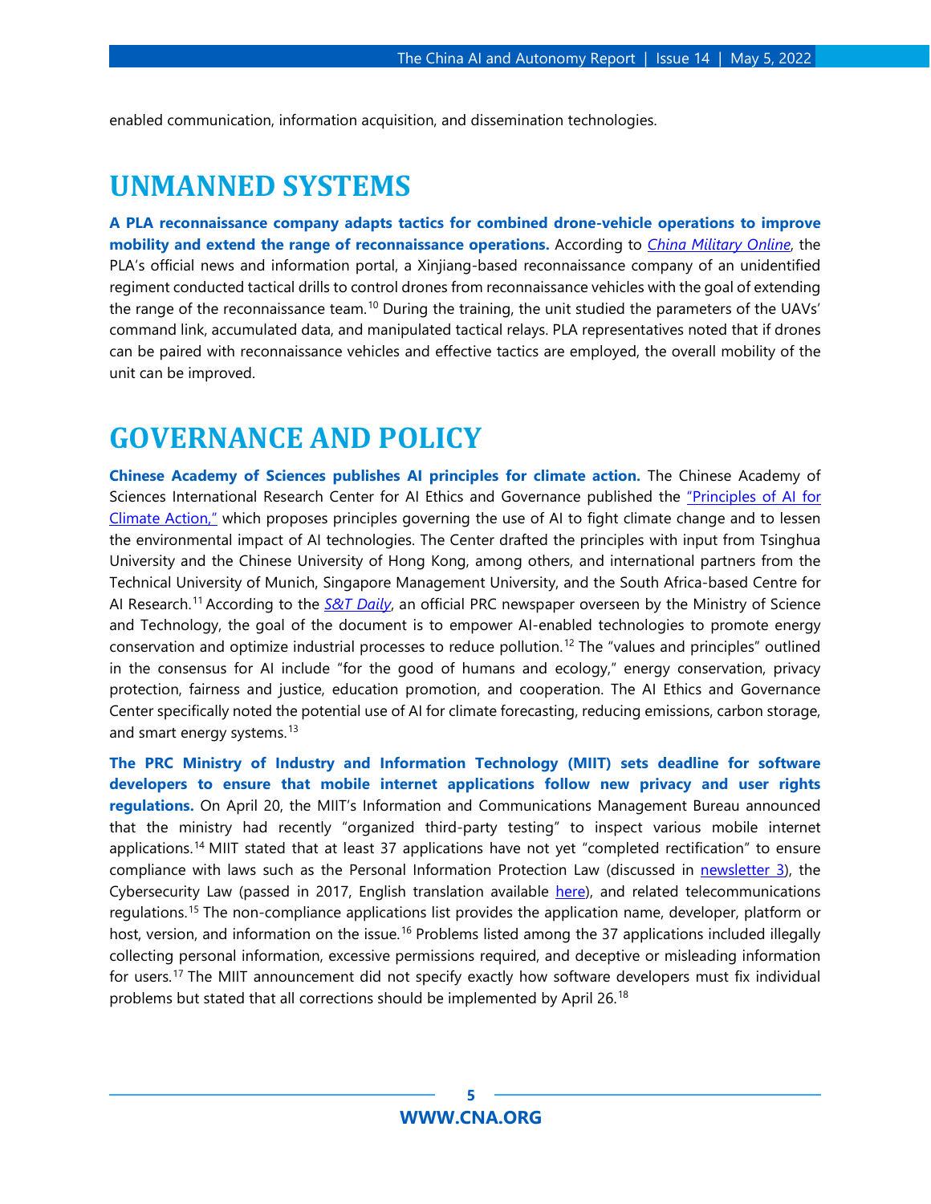enabled communication, information acquisition, and dissemination technologies.

# UNMANNED SYSTEMS

**A PLA reconnaissance company adapts tactics for combined drone-vehicle operations to improve mobility and extend the range of reconnaissance operations.** According to *China Military Online*, the PLA's official news and information portal, a Xinjiang-based reconnaissance company of an unidentified regiment conducted tactical drills to control drones from reconnaissance vehicles with the goal of extending the range of the reconnaissance team.[10] During the training, the unit studied the parameters of the UAVs' command link, accumulated data, and manipulated tactical relays. PLA representatives noted that if drones can be paired with reconnaissance vehicles and effective tactics are employed, the overall mobility of the unit can be improved.

# GOVERNANCE AND POLICY

**Chinese Academy of Sciences publishes AI principles for climate action.** The Chinese Academy of Sciences International Research Center for AI Ethics and Governance published the "Principles of AI for Climate Action," which proposes principles governing the use of AI to fight climate change and to lessen the environmental impact of AI technologies. The Center drafted the principles with input from Tsinghua University and the Chinese University of Hong Kong, among others, and international partners from the Technical University of Munich, Singapore Management University, and the South Africa-based Centre for AI Research.[11] According to the *S&T Daily*, an official PRC newspaper overseen by the Ministry of Science and Technology, the goal of the document is to empower AI-enabled technologies to promote energy conservation and optimize industrial processes to reduce pollution.[12] The "values and principles" outlined in the consensus for AI include "for the good of humans and ecology," energy conservation, privacy protection, fairness and justice, education promotion, and cooperation. The AI Ethics and Governance Center specifically noted the potential use of AI for climate forecasting, reducing emissions, carbon storage, and smart energy systems.[13]

**The PRC Ministry of Industry and Information Technology (MIIT) sets deadline for software developers to ensure that mobile internet applications follow new privacy and user rights regulations.** On April 20, the MIIT's Information and Communications Management Bureau announced that the ministry had recently "organized third-party testing" to inspect various mobile internet applications.[14] MIIT stated that at least 37 applications have not yet "completed rectification" to ensure compliance with laws such as the Personal Information Protection Law (discussed in newsletter 3), the Cybersecurity Law (passed in 2017, English translation available here), and related telecommunications regulations.[15] The non-compliance applications list provides the application name, developer, platform or host, version, and information on the issue.[16] Problems listed among the 37 applications included illegally collecting personal information, excessive permissions required, and deceptive or misleading information for users.[17] The MIIT announcement did not specify exactly how software developers must fix individual problems but stated that all corrections should be implemented by April 26.[18]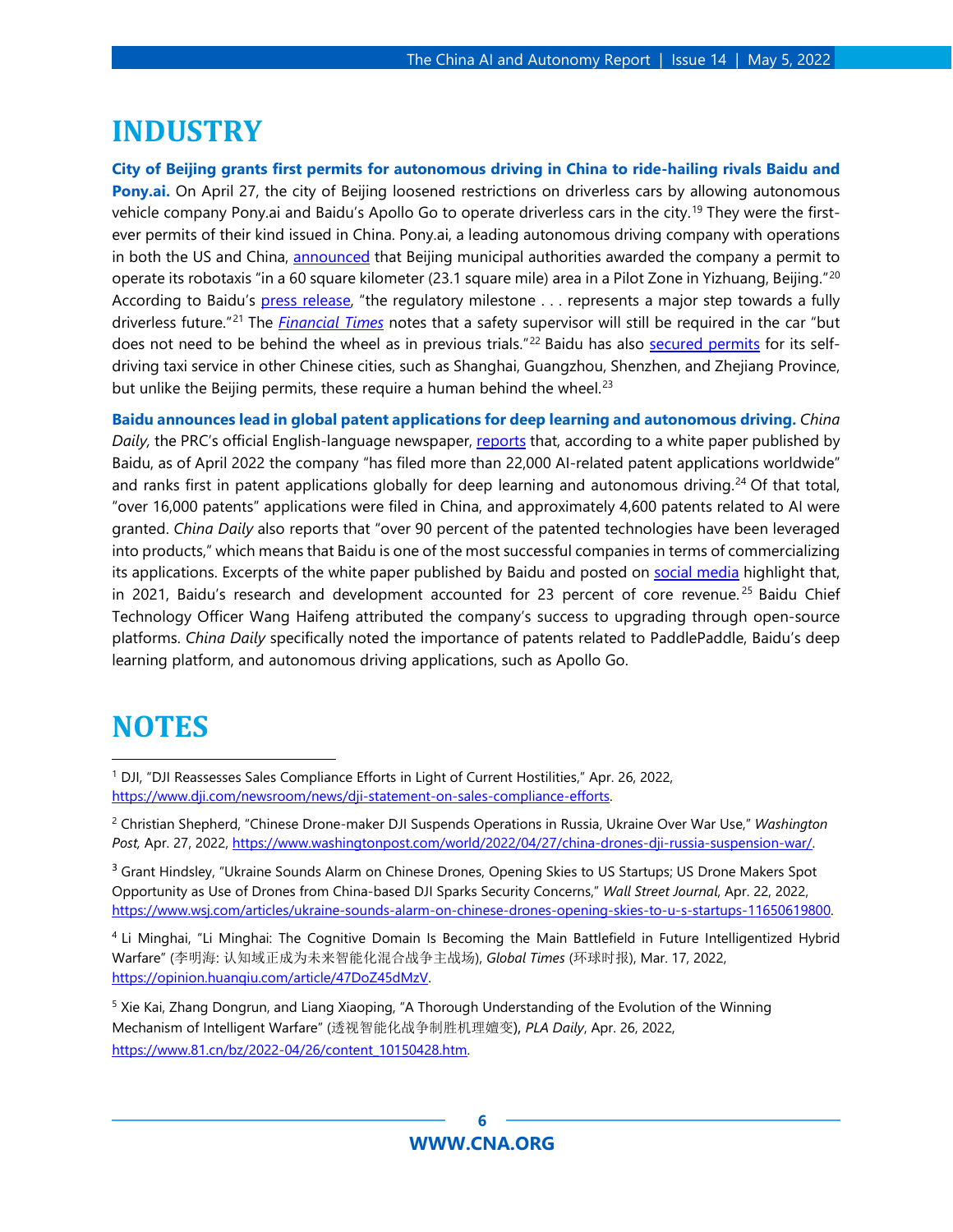# INDUSTRY

**City of Beijing grants first permits for autonomous driving in China to ride-hailing rivals Baidu and Pony.ai.** On April 27, the city of Beijing loosened restrictions on driverless cars by allowing autonomous vehicle company Pony.ai and Baidu's Apollo Go to operate driverless cars in the city.[19] They were the first-ever permits of their kind issued in China. Pony.ai, a leading autonomous driving company with operations in both the US and China, announced that Beijing municipal authorities awarded the company a permit to operate its robotaxis "in a 60 square kilometer (23.1 square mile) area in a Pilot Zone in Yizhuang, Beijing."[20] According to Baidu's press release, "the regulatory milestone . . . represents a major step towards a fully driverless future."[21] The *Financial Times* notes that a safety supervisor will still be required in the car "but does not need to be behind the wheel as in previous trials."[22] Baidu has also secured permits for its self-driving taxi service in other Chinese cities, such as Shanghai, Guangzhou, Shenzhen, and Zhejiang Province, but unlike the Beijing permits, these require a human behind the wheel.[23]

**Baidu announces lead in global patent applications for deep learning and autonomous driving.** *China Daily,* the PRC's official English-language newspaper, reports that, according to a white paper published by Baidu, as of April 2022 the company "has filed more than 22,000 AI-related patent applications worldwide" and ranks first in patent applications globally for deep learning and autonomous driving.[24] Of that total, "over 16,000 patents" applications were filed in China, and approximately 4,600 patents related to AI were granted. *China Daily* also reports that "over 90 percent of the patented technologies have been leveraged into products," which means that Baidu is one of the most successful companies in terms of commercializing its applications. Excerpts of the white paper published by Baidu and posted on social media highlight that, in 2021, Baidu's research and development accounted for 23 percent of core revenue.[25] Baidu Chief Technology Officer Wang Haifeng attributed the company's success to upgrading through open-source platforms. *China Daily* specifically noted the importance of patents related to PaddlePaddle, Baidu's deep learning platform, and autonomous driving applications, such as Apollo Go.

# NOTES

[1] DJI, "DJI Reassesses Sales Compliance Efforts in Light of Current Hostilities," Apr. 26, 2022, https://www.dji.com/newsroom/news/dji-statement-on-sales-compliance-efforts.

[2] Christian Shepherd, "Chinese Drone-maker DJI Suspends Operations in Russia, Ukraine Over War Use," *Washington Post,* Apr. 27, 2022, https://www.washingtonpost.com/world/2022/04/27/china-drones-dji-russia-suspension-war/.

[3] Grant Hindsley, "Ukraine Sounds Alarm on Chinese Drones, Opening Skies to US Startups; US Drone Makers Spot Opportunity as Use of Drones from China-based DJI Sparks Security Concerns," *Wall Street Journal*, Apr. 22, 2022, https://www.wsj.com/articles/ukraine-sounds-alarm-on-chinese-drones-opening-skies-to-u-s-startups-11650619800.

[4] Li Minghai, "Li Minghai: The Cognitive Domain Is Becoming the Main Battlefield in Future Intelligentized Hybrid Warfare" (李明海: 认知域正成为未来智能化混合战争主战场), *Global Times* (环球时报), Mar. 17, 2022, https://opinion.huanqiu.com/article/47DoZ45dMzV.

[5] Xie Kai, Zhang Dongrun, and Liang Xiaoping, "A Thorough Understanding of the Evolution of the Winning Mechanism of Intelligent Warfare" (透视智能化战争制胜机理嬗变), *PLA Daily*, Apr. 26, 2022, https://www.81.cn/bz/2022-04/26/content_10150428.htm.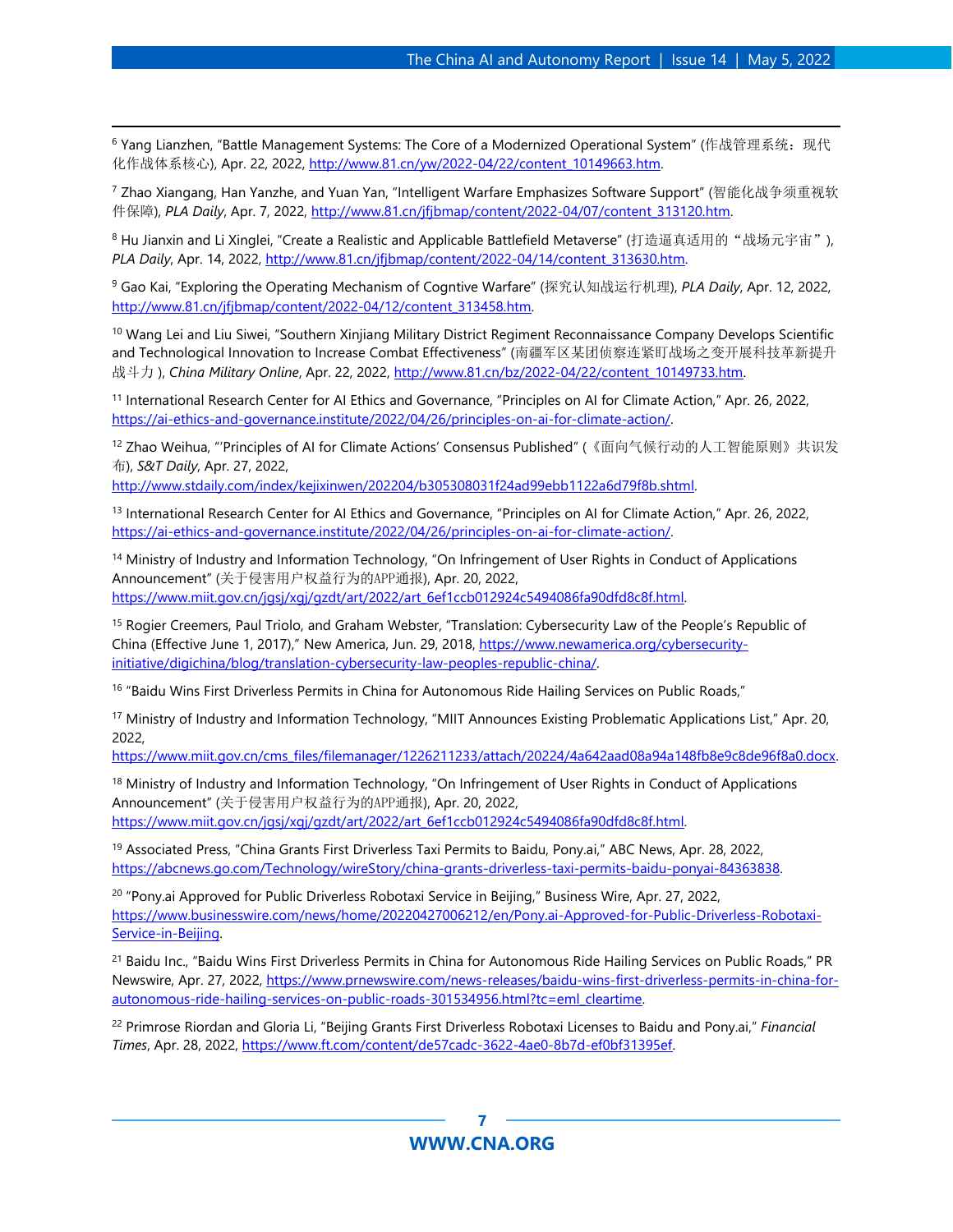[6] Yang Lianzhen, "Battle Management Systems: The Core of a Modernized Operational System" (作战管理系统：现代化作战体系核心), Apr. 22, 2022, http://www.81.cn/yw/2022-04/22/content_10149663.htm.

[7] Zhao Xiangang, Han Yanzhe, and Yuan Yan, "Intelligent Warfare Emphasizes Software Support" (智能化战争须重视软件保障), *PLA Daily*, Apr. 7, 2022, http://www.81.cn/jfjbmap/content/2022-04/07/content_313120.htm.

[8] Hu Jianxin and Li Xinglei, "Create a Realistic and Applicable Battlefield Metaverse" (打造逼真适用的"战场元宇宙"), *PLA Daily*, Apr. 14, 2022, http://www.81.cn/jfjbmap/content/2022-04/14/content_313630.htm.

[9] Gao Kai, "Exploring the Operating Mechanism of Cogntive Warfare" (探究认知战运行机理), *PLA Daily*, Apr. 12, 2022, http://www.81.cn/jfjbmap/content/2022-04/12/content_313458.htm.

[10] Wang Lei and Liu Siwei, "Southern Xinjiang Military District Regiment Reconnaissance Company Develops Scientific and Technological Innovation to Increase Combat Effectiveness" (南疆军区某团侦察连紧盯战场之变开展科技革新提升战斗力 ), *China Military Online*, Apr. 22, 2022, http://www.81.cn/bz/2022-04/22/content_10149733.htm.

[11] International Research Center for AI Ethics and Governance, "Principles on AI for Climate Action," Apr. 26, 2022, https://ai-ethics-and-governance.institute/2022/04/26/principles-on-ai-for-climate-action/.

[12] Zhao Weihua, "'Principles of AI for Climate Actions' Consensus Published" (《面向气候行动的人工智能原则》共识发布), *S&T Daily*, Apr. 27, 2022, http://www.stdaily.com/index/kejixinwen/202204/b305308031f24ad99ebb1122a6d79f8b.shtml.

[13] International Research Center for AI Ethics and Governance, "Principles on AI for Climate Action," Apr. 26, 2022, https://ai-ethics-and-governance.institute/2022/04/26/principles-on-ai-for-climate-action/.

[14] Ministry of Industry and Information Technology, "On Infringement of User Rights in Conduct of Applications Announcement" (关于侵害用户权益行为的APP通报), Apr. 20, 2022, https://www.miit.gov.cn/jgsj/xgj/gzdt/art/2022/art_6ef1ccb012924c5494086fa90dfd8c8f.html.

[15] Rogier Creemers, Paul Triolo, and Graham Webster, "Translation: Cybersecurity Law of the People's Republic of China (Effective June 1, 2017)," New America, Jun. 29, 2018, https://www.newamerica.org/cybersecurity-initiative/digichina/blog/translation-cybersecurity-law-peoples-republic-china/.

[16] "Baidu Wins First Driverless Permits in China for Autonomous Ride Hailing Services on Public Roads,"

[17] Ministry of Industry and Information Technology, "MIIT Announces Existing Problematic Applications List," Apr. 20, 2022, https://www.miit.gov.cn/cms_files/filemanager/1226211233/attach/20224/4a642aad08a94a148fb8e9c8de96f8a0.docx.

[18] Ministry of Industry and Information Technology, "On Infringement of User Rights in Conduct of Applications Announcement" (关于侵害用户权益行为的APP通报), Apr. 20, 2022, https://www.miit.gov.cn/jgsj/xgj/gzdt/art/2022/art_6ef1ccb012924c5494086fa90dfd8c8f.html.

[19] Associated Press, "China Grants First Driverless Taxi Permits to Baidu, Pony.ai," ABC News, Apr. 28, 2022, https://abcnews.go.com/Technology/wireStory/china-grants-driverless-taxi-permits-baidu-ponyai-84363838.

[20] "Pony.ai Approved for Public Driverless Robotaxi Service in Beijing," Business Wire, Apr. 27, 2022, https://www.businesswire.com/news/home/20220427006212/en/Pony.ai-Approved-for-Public-Driverless-Robotaxi-Service-in-Beijing.

[21] Baidu Inc., "Baidu Wins First Driverless Permits in China for Autonomous Ride Hailing Services on Public Roads," PR Newswire, Apr. 27, 2022, https://www.prnewswire.com/news-releases/baidu-wins-first-driverless-permits-in-china-for-autonomous-ride-hailing-services-on-public-roads-301534956.html?tc=eml_cleartime.

[22] Primrose Riordan and Gloria Li, "Beijing Grants First Driverless Robotaxi Licenses to Baidu and Pony.ai," *Financial Times*, Apr. 28, 2022, https://www.ft.com/content/de57cadc-3622-4ae0-8b7d-ef0bf31395ef.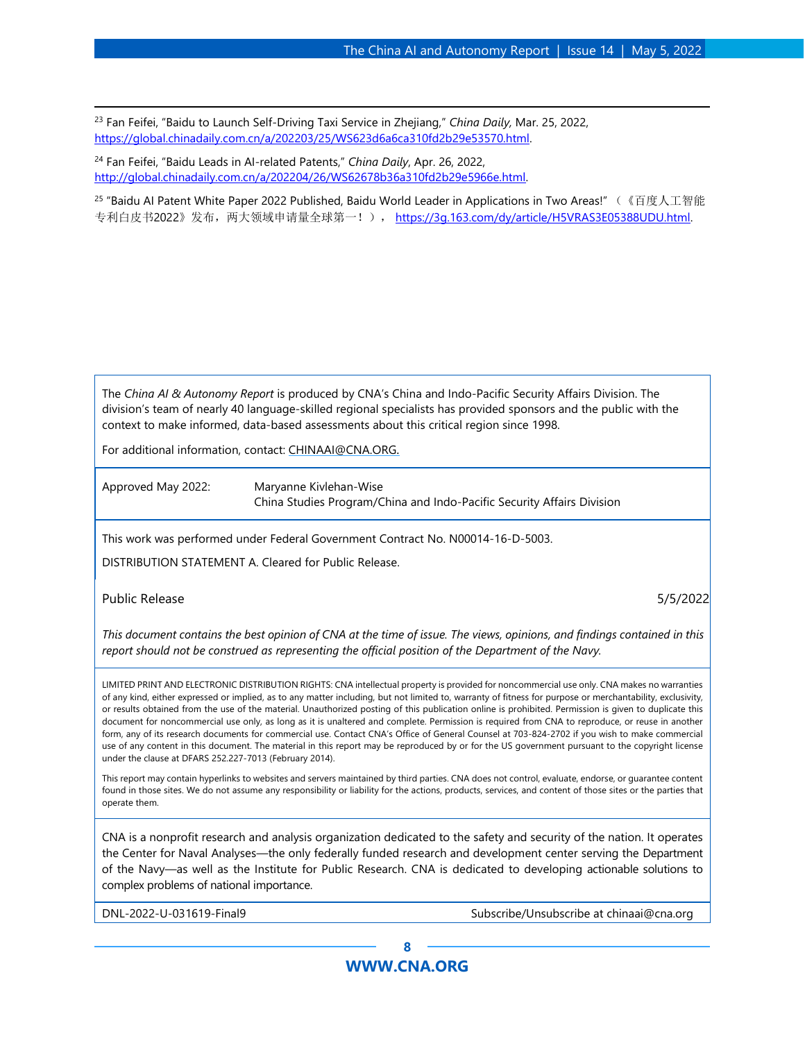[23] Fan Feifei, "Baidu to Launch Self-Driving Taxi Service in Zhejiang," *China Daily,* Mar. 25, 2022, https://global.chinadaily.com.cn/a/202203/25/WS623d6a6ca310fd2b29e53570.html.

[24] Fan Feifei, "Baidu Leads in AI-related Patents," *China Daily*, Apr. 26, 2022, http://global.chinadaily.com.cn/a/202204/26/WS62678b36a310fd2b29e5966e.html.

[25] "Baidu AI Patent White Paper 2022 Published, Baidu World Leader in Applications in Two Areas!"（《百度人工智能专利白皮书2022》发布，两大领域申请量全球第一！）， https://3g.163.com/dy/article/H5VRAS3E05388UDU.html.

The *China AI & Autonomy Report* is produced by CNA's China and Indo-Pacific Security Affairs Division. The division's team of nearly 40 language-skilled regional specialists has provided sponsors and the public with the context to make informed, data-based assessments about this critical region since 1998.

For additional information, contact: CHINAAI@CNA.ORG.

Approved May 2022: Maryanne Kivlehan-Wise
China Studies Program/China and Indo-Pacific Security Affairs Division

This work was performed under Federal Government Contract No. N00014-16-D-5003.

DISTRIBUTION STATEMENT A. Cleared for Public Release.

Public Release 5/5/2022

*This document contains the best opinion of CNA at the time of issue. The views, opinions, and findings contained in this report should not be construed as representing the official position of the Department of the Navy.*

LIMITED PRINT AND ELECTRONIC DISTRIBUTION RIGHTS: CNA intellectual property is provided for noncommercial use only. CNA makes no warranties of any kind, either expressed or implied, as to any matter including, but not limited to, warranty of fitness for purpose or merchantability, exclusivity, or results obtained from the use of the material. Unauthorized posting of this publication online is prohibited. Permission is given to duplicate this document for noncommercial use only, as long as it is unaltered and complete. Permission is required from CNA to reproduce, or reuse in another form, any of its research documents for commercial use. Contact CNA's Office of General Counsel at 703-824-2702 if you wish to make commercial use of any content in this document. The material in this report may be reproduced by or for the US government pursuant to the copyright license under the clause at DFARS 252.227-7013 (February 2014).

This report may contain hyperlinks to websites and servers maintained by third parties. CNA does not control, evaluate, endorse, or guarantee content found in those sites. We do not assume any responsibility or liability for the actions, products, services, and content of those sites or the parties that operate them.

CNA is a nonprofit research and analysis organization dedicated to the safety and security of the nation. It operates the Center for Naval Analyses—the only federally funded research and development center serving the Department of the Navy—as well as the Institute for Public Research. CNA is dedicated to developing actionable solutions to complex problems of national importance.

DNL-2022-U-031619-Final9 Subscribe/Unsubscribe at chinaai@cna.org

WWW.CNA.ORG